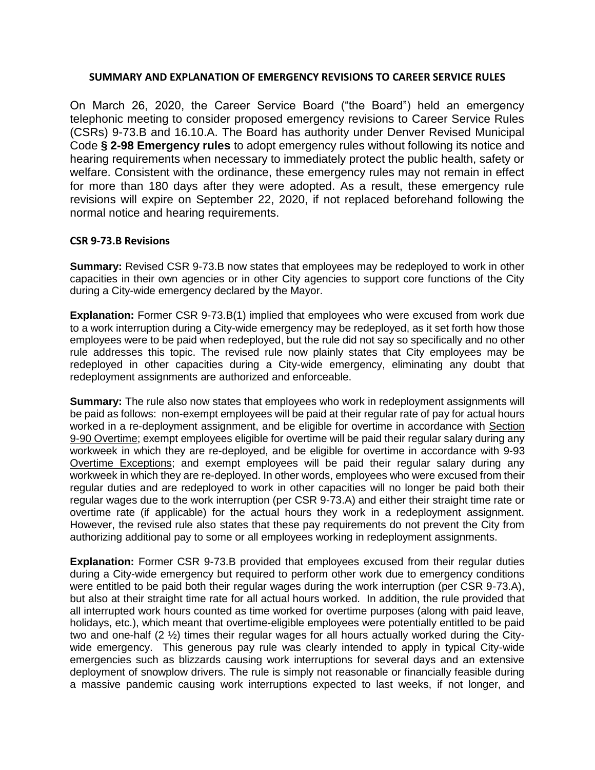## SUMMARY AND EXPLANATION OF EMERGENCY REVISIONS TO CAREER SERVICE RULES

On March 26, 2020, the Career Service Board ("the Board") held an emergency telephonic meeting to consider proposed emergency revisions to Career Service Rules (CSRs) 9-73.B and 16.10.A. The Board has authority under Denver Revised Municipal Code **§ 2-98 Emergency rules** to adopt emergency rules without following its notice and hearing requirements when necessary to immediately protect the public health, safety or welfare. Consistent with the ordinance, these emergency rules may not remain in effect for more than 180 days after they were adopted. As a result, these emergency rule revisions will expire on September 22, 2020, if not replaced beforehand following the normal notice and hearing requirements.

### CSR 9-73.B Revisions

**Summary:** Revised CSR 9-73.B now states that employees may be redeployed to work in other capacities in their own agencies or in other City agencies to support core functions of the City during a City-wide emergency declared by the Mayor.

**Explanation:** Former CSR 9-73.B(1) implied that employees who were excused from work due to a work interruption during a City-wide emergency may be redeployed, as it set forth how those employees were to be paid when redeployed, but the rule did not say so specifically and no other rule addresses this topic. The revised rule now plainly states that City employees may be redeployed in other capacities during a City-wide emergency, eliminating any doubt that redeployment assignments are authorized and enforceable.

**Summary:** The rule also now states that employees who work in redeployment assignments will be paid as follows: non-exempt employees will be paid at their regular rate of pay for actual hours worked in a re-deployment assignment, and be eligible for overtime in accordance with Section 9-90 Overtime; exempt employees eligible for overtime will be paid their regular salary during any workweek in which they are re-deployed, and be eligible for overtime in accordance with 9-93 Overtime Exceptions; and exempt employees will be paid their regular salary during any workweek in which they are re-deployed. In other words, employees who were excused from their regular duties and are redeployed to work in other capacities will no longer be paid both their regular wages due to the work interruption (per CSR 9-73.A) and either their straight time rate or overtime rate (if applicable) for the actual hours they work in a redeployment assignment. However, the revised rule also states that these pay requirements do not prevent the City from authorizing additional pay to some or all employees working in redeployment assignments.

**Explanation:** Former CSR 9-73.B provided that employees excused from their regular duties during a City-wide emergency but required to perform other work due to emergency conditions were entitled to be paid both their regular wages during the work interruption (per CSR 9-73.A), but also at their straight time rate for all actual hours worked. In addition, the rule provided that all interrupted work hours counted as time worked for overtime purposes (along with paid leave, holidays, etc.), which meant that overtime-eligible employees were potentially entitled to be paid two and one-half (2 ½) times their regular wages for all hours actually worked during the City-wide emergency. This generous pay rule was clearly intended to apply in typical City-wide emergencies such as blizzards causing work interruptions for several days and an extensive deployment of snowplow drivers. The rule is simply not reasonable or financially feasible during a massive pandemic causing work interruptions expected to last weeks, if not longer, and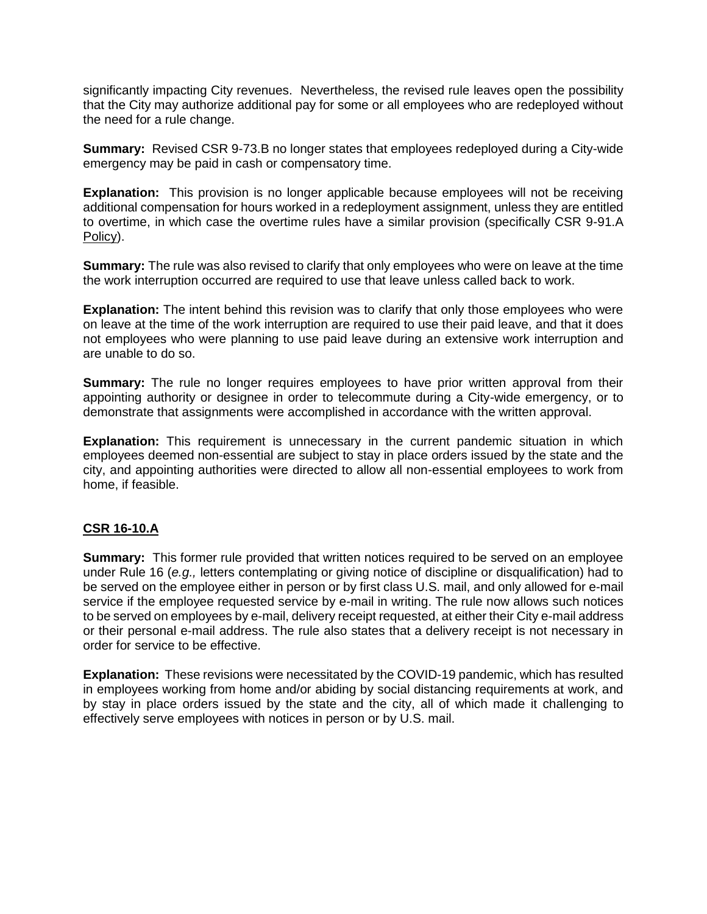significantly impacting City revenues. Nevertheless, the revised rule leaves open the possibility that the City may authorize additional pay for some or all employees who are redeployed without the need for a rule change.

**Summary:** Revised CSR 9-73.B no longer states that employees redeployed during a City-wide emergency may be paid in cash or compensatory time.

**Explanation:** This provision is no longer applicable because employees will not be receiving additional compensation for hours worked in a redeployment assignment, unless they are entitled to overtime, in which case the overtime rules have a similar provision (specifically CSR 9-91.A Policy).

**Summary:** The rule was also revised to clarify that only employees who were on leave at the time the work interruption occurred are required to use that leave unless called back to work.

**Explanation:** The intent behind this revision was to clarify that only those employees who were on leave at the time of the work interruption are required to use their paid leave, and that it does not employees who were planning to use paid leave during an extensive work interruption and are unable to do so.

**Summary:** The rule no longer requires employees to have prior written approval from their appointing authority or designee in order to telecommute during a City-wide emergency, or to demonstrate that assignments were accomplished in accordance with the written approval.

**Explanation:** This requirement is unnecessary in the current pandemic situation in which employees deemed non-essential are subject to stay in place orders issued by the state and the city, and appointing authorities were directed to allow all non-essential employees to work from home, if feasible.

## CSR 16-10.A

**Summary:** This former rule provided that written notices required to be served on an employee under Rule 16 (*e.g.,* letters contemplating or giving notice of discipline or disqualification) had to be served on the employee either in person or by first class U.S. mail, and only allowed for e-mail service if the employee requested service by e-mail in writing. The rule now allows such notices to be served on employees by e-mail, delivery receipt requested, at either their City e-mail address or their personal e-mail address. The rule also states that a delivery receipt is not necessary in order for service to be effective.

**Explanation:** These revisions were necessitated by the COVID-19 pandemic, which has resulted in employees working from home and/or abiding by social distancing requirements at work, and by stay in place orders issued by the state and the city, all of which made it challenging to effectively serve employees with notices in person or by U.S. mail.